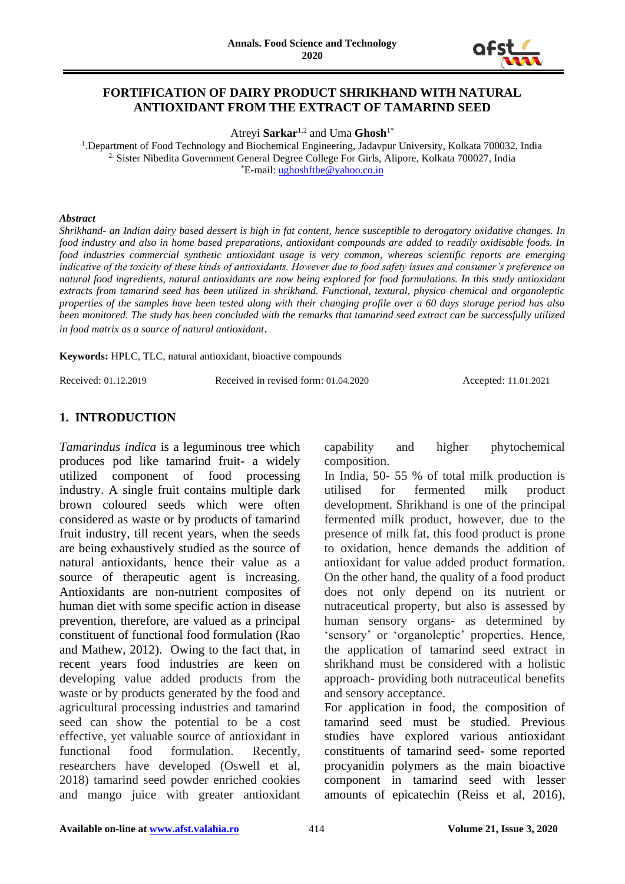# FORTIFICATION OF DAIRY PRODUCT SHRIKHAND WITH NATURAL ANTIOXIDANT FROM THE EXTRACT OF TAMARIND SEED

Atreyi **Sarkar**[1,2] and Uma **Ghosh**[1*]

[1] Department of Food Technology and Biochemical Engineering, Jadavpur University, Kolkata 700032, India
[2] Sister Nibedita Government General Degree College For Girls, Alipore, Kolkata 700027, India
[*] E-mail: ughoshftbe@yahoo.co.in

***Abstract***

*Shrikhand- an Indian dairy based dessert is high in fat content, hence susceptible to derogatory oxidative changes. In food industry and also in home based preparations, antioxidant compounds are added to readily oxidisable foods. In food industries commercial synthetic antioxidant usage is very common, whereas scientific reports are emerging indicative of the toxicity of these kinds of antioxidants. However due to food safety issues and consumer's preference on natural food ingredients, natural antioxidants are now being explored for food formulations. In this study antioxidant extracts from tamarind seed has been utilized in shrikhand. Functional, textural, physico chemical and organoleptic properties of the samples have been tested along with their changing profile over a 60 days storage period has also been monitored. The study has been concluded with the remarks that tamarind seed extract can be successfully utilized in food matrix as a source of natural antioxidant.*

**Keywords:** HPLC, TLC, natural antioxidant, bioactive compounds

Received: 01.12.2019 Received in revised form: 01.04.2020 Accepted: 11.01.2021

## 1. INTRODUCTION

*Tamarindus indica* is a leguminous tree which produces pod like tamarind fruit- a widely utilized component of food processing industry. A single fruit contains multiple dark brown coloured seeds which were often considered as waste or by products of tamarind fruit industry, till recent years, when the seeds are being exhaustively studied as the source of natural antioxidants, hence their value as a source of therapeutic agent is increasing. Antioxidants are non-nutrient composites of human diet with some specific action in disease prevention, therefore, are valued as a principal constituent of functional food formulation (Rao and Mathew, 2012). Owing to the fact that, in recent years food industries are keen on developing value added products from the waste or by products generated by the food and agricultural processing industries and tamarind seed can show the potential to be a cost effective, yet valuable source of antioxidant in functional food formulation. Recently, researchers have developed (Oswell et al, 2018) tamarind seed powder enriched cookies and mango juice with greater antioxidant capability and higher phytochemical composition.

In India, 50- 55 % of total milk production is utilised for fermented milk product development. Shrikhand is one of the principal fermented milk product, however, due to the presence of milk fat, this food product is prone to oxidation, hence demands the addition of antioxidant for value added product formation. On the other hand, the quality of a food product does not only depend on its nutrient or nutraceutical property, but also is assessed by human sensory organs- as determined by 'sensory' or 'organoleptic' properties. Hence, the application of tamarind seed extract in shrikhand must be considered with a holistic approach- providing both nutraceutical benefits and sensory acceptance.

For application in food, the composition of tamarind seed must be studied. Previous studies have explored various antioxidant constituents of tamarind seed- some reported procyanidin polymers as the main bioactive component in tamarind seed with lesser amounts of epicatechin (Reiss et al, 2016),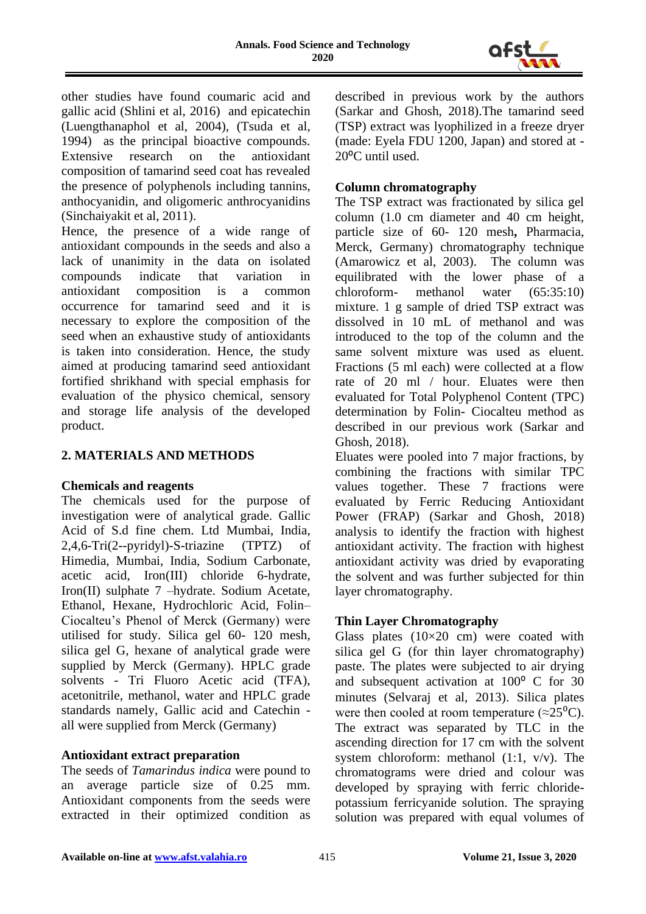other studies have found coumaric acid and gallic acid (Shlini et al, 2016) and epicatechin (Luengthanaphol et al, 2004), (Tsuda et al, 1994) as the principal bioactive compounds. Extensive research on the antioxidant composition of tamarind seed coat has revealed the presence of polyphenols including tannins, anthocyanidin, and oligomeric anthrocyanidins (Sinchaiyakit et al, 2011).

Hence, the presence of a wide range of antioxidant compounds in the seeds and also a lack of unanimity in the data on isolated compounds indicate that variation in antioxidant composition is a common occurrence for tamarind seed and it is necessary to explore the composition of the seed when an exhaustive study of antioxidants is taken into consideration. Hence, the study aimed at producing tamarind seed antioxidant fortified shrikhand with special emphasis for evaluation of the physico chemical, sensory and storage life analysis of the developed product.

## 2. MATERIALS AND METHODS

### Chemicals and reagents

The chemicals used for the purpose of investigation were of analytical grade. Gallic Acid of S.d fine chem. Ltd Mumbai, India, 2,4,6-Tri(2--pyridyl)-S-triazine (TPTZ) of Himedia, Mumbai, India, Sodium Carbonate, acetic acid, Iron(III) chloride 6-hydrate, Iron(II) sulphate 7 –hydrate. Sodium Acetate, Ethanol, Hexane, Hydrochloric Acid, Folin–Ciocalteu's Phenol of Merck (Germany) were utilised for study. Silica gel 60- 120 mesh, silica gel G, hexane of analytical grade were supplied by Merck (Germany). HPLC grade solvents - Tri Fluoro Acetic acid (TFA), acetonitrile, methanol, water and HPLC grade standards namely, Gallic acid and Catechin - all were supplied from Merck (Germany)

### Antioxidant extract preparation

The seeds of *Tamarindus indica* were pound to an average particle size of 0.25 mm. Antioxidant components from the seeds were extracted in their optimized condition as described in previous work by the authors (Sarkar and Ghosh, 2018).The tamarind seed (TSP) extract was lyophilized in a freeze dryer (made: Eyela FDU 1200, Japan) and stored at -20⁰C until used.

### Column chromatography

The TSP extract was fractionated by silica gel column (1.0 cm diameter and 40 cm height, particle size of 60- 120 mesh**,** Pharmacia, Merck, Germany) chromatography technique (Amarowicz et al, 2003). The column was equilibrated with the lower phase of a chloroform- methanol water (65:35:10) mixture. 1 g sample of dried TSP extract was dissolved in 10 mL of methanol and was introduced to the top of the column and the same solvent mixture was used as eluent. Fractions (5 ml each) were collected at a flow rate of 20 ml / hour. Eluates were then evaluated for Total Polyphenol Content (TPC) determination by Folin- Ciocalteu method as described in our previous work (Sarkar and Ghosh, 2018).

Eluates were pooled into 7 major fractions, by combining the fractions with similar TPC values together. These 7 fractions were evaluated by Ferric Reducing Antioxidant Power (FRAP) (Sarkar and Ghosh, 2018) analysis to identify the fraction with highest antioxidant activity. The fraction with highest antioxidant activity was dried by evaporating the solvent and was further subjected for thin layer chromatography.

### Thin Layer Chromatography

Glass plates (10×20 cm) were coated with silica gel G (for thin layer chromatography) paste. The plates were subjected to air drying and subsequent activation at 100⁰ C for 30 minutes (Selvaraj et al, 2013). Silica plates were then cooled at room temperature (≈25⁰C). The extract was separated by TLC in the ascending direction for 17 cm with the solvent system chloroform: methanol (1:1, v/v). The chromatograms were dried and colour was developed by spraying with ferric chloride-potassium ferricyanide solution. The spraying solution was prepared with equal volumes of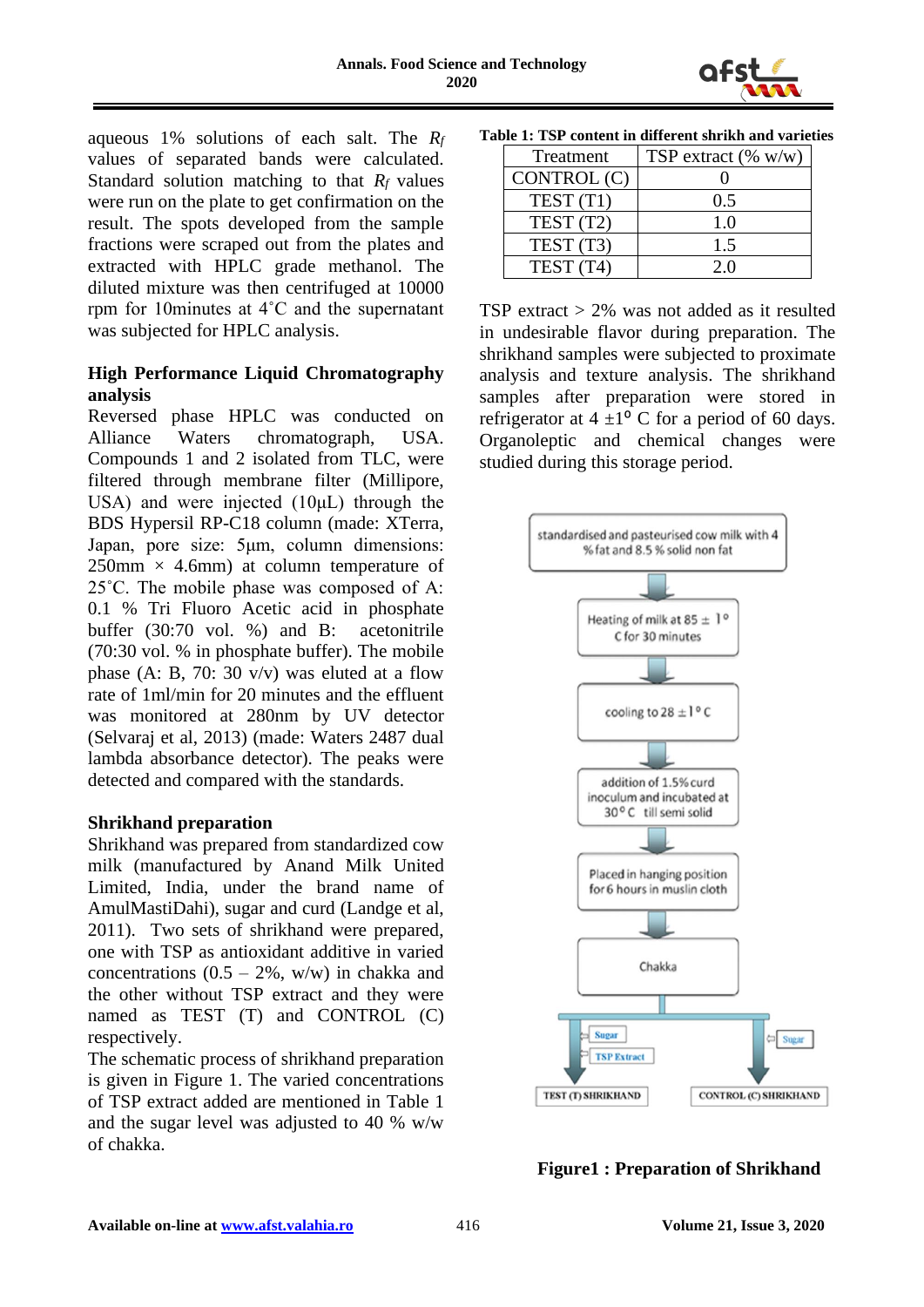aqueous 1% solutions of each salt. The $R_f$ values of separated bands were calculated. Standard solution matching to that $R_f$ values were run on the plate to get confirmation on the result. The spots developed from the sample fractions were scraped out from the plates and extracted with HPLC grade methanol. The diluted mixture was then centrifuged at 10000 rpm for 10minutes at 4˚C and the supernatant was subjected for HPLC analysis.

**High Performance Liquid Chromatography analysis**

Reversed phase HPLC was conducted on Alliance Waters chromatograph, USA. Compounds 1 and 2 isolated from TLC, were filtered through membrane filter (Millipore, USA) and were injected (10μL) through the BDS Hypersil RP-C18 column (made: XTerra, Japan, pore size: 5μm, column dimensions: 250mm × 4.6mm) at column temperature of 25˚C. The mobile phase was composed of A: 0.1 % Tri Fluoro Acetic acid in phosphate buffer (30:70 vol. %) and B: acetonitrile (70:30 vol. % in phosphate buffer). The mobile phase (A: B, 70: 30 v/v) was eluted at a flow rate of 1ml/min for 20 minutes and the effluent was monitored at 280nm by UV detector (Selvaraj et al, 2013) (made: Waters 2487 dual lambda absorbance detector). The peaks were detected and compared with the standards.

**Shrikhand preparation**

Shrikhand was prepared from standardized cow milk (manufactured by Anand Milk United Limited, India, under the brand name of AmulMastiDahi), sugar and curd (Landge et al, 2011). Two sets of shrikhand were prepared, one with TSP as antioxidant additive in varied concentrations (0.5 – 2%, w/w) in chakka and the other without TSP extract and they were named as TEST (T) and CONTROL (C) respectively.

The schematic process of shrikhand preparation is given in Figure 1. The varied concentrations of TSP extract added are mentioned in Table 1 and the sugar level was adjusted to 40 % w/w of chakka.

**Table 1: TSP content in different shrikh and varieties**

| Treatment | TSP extract (% w/w) |
|---|---|
| CONTROL (C) | 0 |
| TEST (T1) | 0.5 |
| TEST (T2) | 1.0 |
| TEST (T3) | 1.5 |
| TEST (T4) | 2.0 |

TSP extract > 2% was not added as it resulted in undesirable flavor during preparation. The shrikhand samples were subjected to proximate analysis and texture analysis. The shrikhand samples after preparation were stored in refrigerator at 4 ±1⁰ C for a period of 60 days. Organoleptic and chemical changes were studied during this storage period.

standardised and pasteurised cow milk with 4 % fat and 8.5 % solid non fat

Heating of milk at 85 ± 1° C for 30 minutes

cooling to 28 ± 1° C

addition of 1.5% curd inoculum and incubated at 30° C till semi solid

Placed in hanging position for 6 hours in muslin cloth

Chakka

Sugar, TSP Extract → TEST (T) SHRIKHAND

Sugar → CONTROL (C) SHRIKHAND

**Figure1 : Preparation of Shrikhand**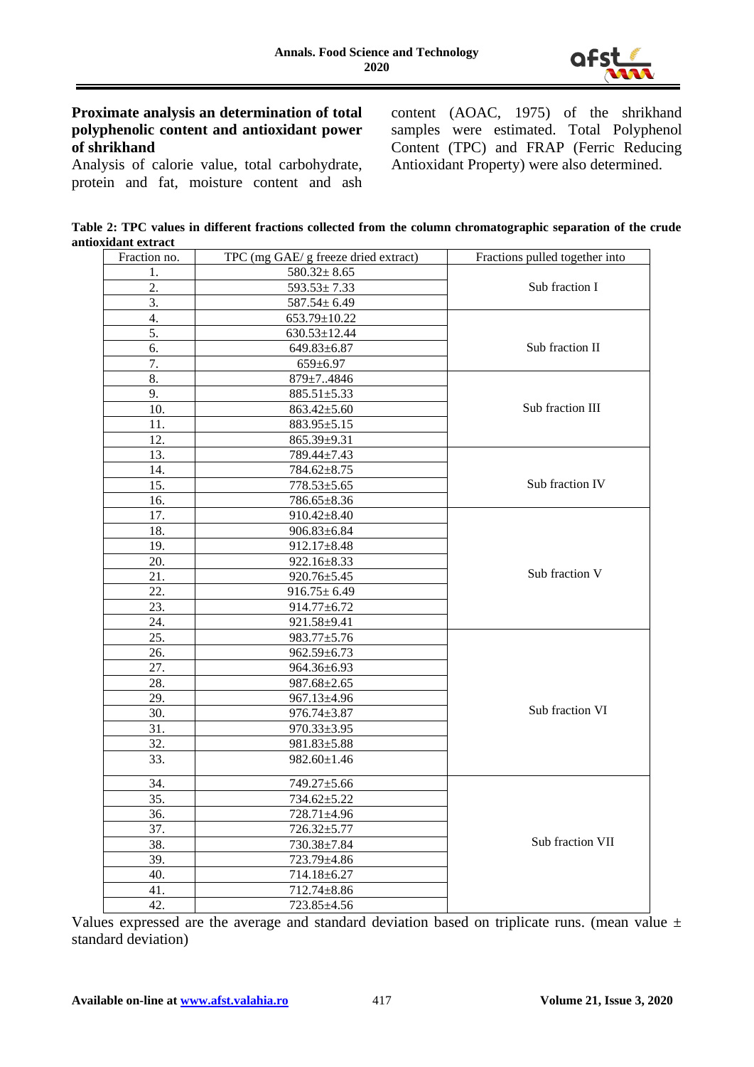**Proximate analysis an determination of total polyphenolic content and antioxidant power of shrikhand**

Analysis of calorie value, total carbohydrate, protein and fat, moisture content and ash content (AOAC, 1975) of the shrikhand samples were estimated. Total Polyphenol Content (TPC) and FRAP (Ferric Reducing Antioxidant Property) were also determined.

**Table 2: TPC values in different fractions collected from the column chromatographic separation of the crude antioxidant extract**

| Fraction no. | TPC (mg GAE/ g freeze dried extract) | Fractions pulled together into |
|---|---|---|
| 1. | 580.32± 8.65 | Sub fraction I |
| 2. | 593.53± 7.33 | |
| 3. | 587.54± 6.49 | |
| 4. | 653.79±10.22 | Sub fraction II |
| 5. | 630.53±12.44 | |
| 6. | 649.83±6.87 | |
| 7. | 659±6.97 | |
| 8. | 879±7..4846 | Sub fraction III |
| 9. | 885.51±5.33 | |
| 10. | 863.42±5.60 | |
| 11. | 883.95±5.15 | |
| 12. | 865.39±9.31 | |
| 13. | 789.44±7.43 | Sub fraction IV |
| 14. | 784.62±8.75 | |
| 15. | 778.53±5.65 | |
| 16. | 786.65±8.36 | |
| 17. | 910.42±8.40 | Sub fraction V |
| 18. | 906.83±6.84 | |
| 19. | 912.17±8.48 | |
| 20. | 922.16±8.33 | |
| 21. | 920.76±5.45 | |
| 22. | 916.75± 6.49 | |
| 23. | 914.77±6.72 | |
| 24. | 921.58±9.41 | |
| 25. | 983.77±5.76 | Sub fraction VI |
| 26. | 962.59±6.73 | |
| 27. | 964.36±6.93 | |
| 28. | 987.68±2.65 | |
| 29. | 967.13±4.96 | |
| 30. | 976.74±3.87 | |
| 31. | 970.33±3.95 | |
| 32. | 981.83±5.88 | |
| 33. | 982.60±1.46 | |
| 34. | 749.27±5.66 | Sub fraction VII |
| 35. | 734.62±5.22 | |
| 36. | 728.71±4.96 | |
| 37. | 726.32±5.77 | |
| 38. | 730.38±7.84 | |
| 39. | 723.79±4.86 | |
| 40. | 714.18±6.27 | |
| 41. | 712.74±8.86 | |
| 42. | 723.85±4.56 | |

Values expressed are the average and standard deviation based on triplicate runs. (mean value ± standard deviation)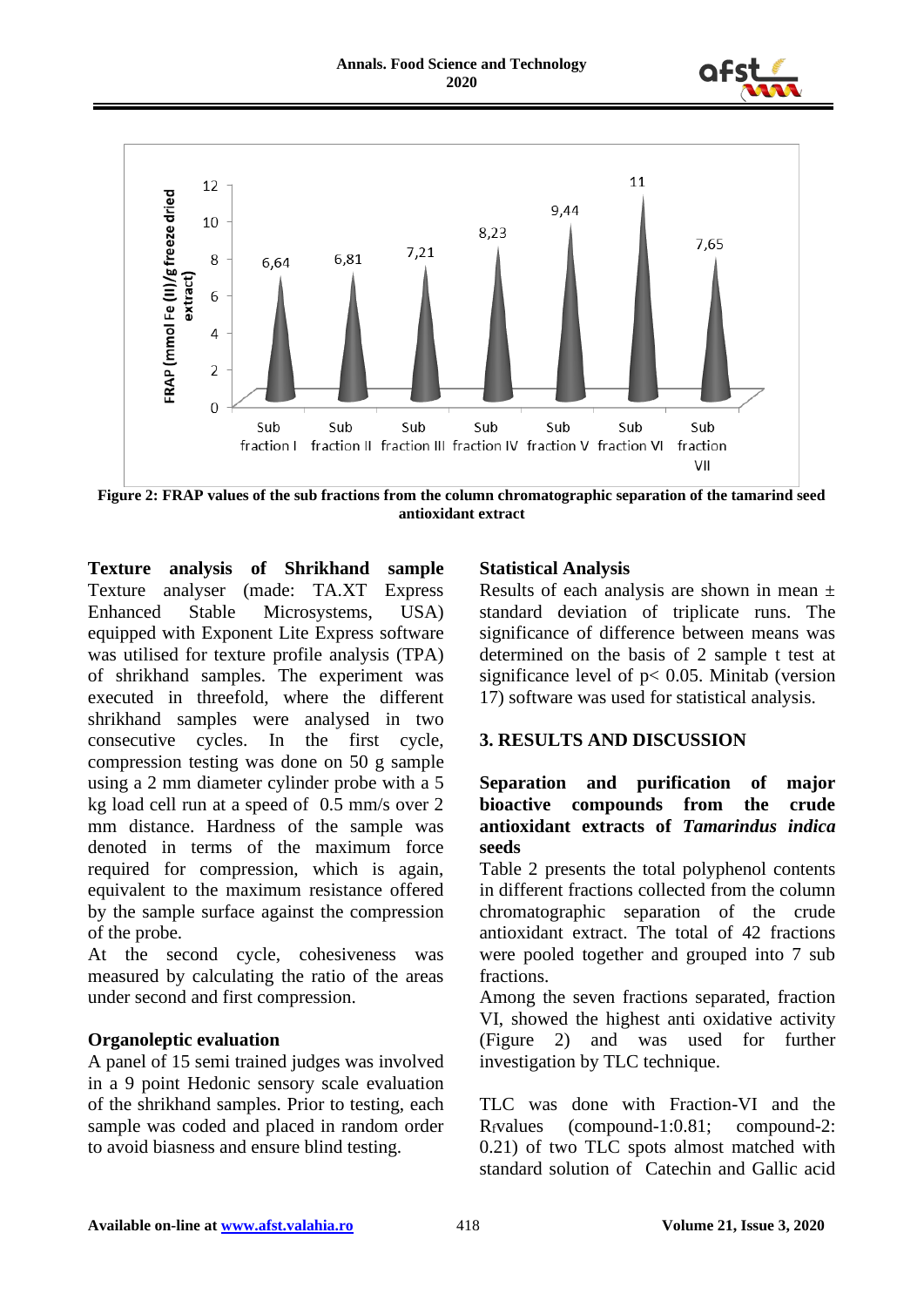Figure 2: FRAP values of the sub fractions from the column chromatographic separation of the tamarind seed antioxidant extract

**Texture analysis of Shrikhand sample**

Texture analyser (made: TA.XT Express Enhanced Stable Microsystems, USA) equipped with Exponent Lite Express software was utilised for texture profile analysis (TPA) of shrikhand samples. The experiment was executed in threefold, where the different shrikhand samples were analysed in two consecutive cycles. In the first cycle, compression testing was done on 50 g sample using a 2 mm diameter cylinder probe with a 5 kg load cell run at a speed of 0.5 mm/s over 2 mm distance. Hardness of the sample was denoted in terms of the maximum force required for compression, which is again, equivalent to the maximum resistance offered by the sample surface against the compression of the probe.

At the second cycle, cohesiveness was measured by calculating the ratio of the areas under second and first compression.

**Organoleptic evaluation**

A panel of 15 semi trained judges was involved in a 9 point Hedonic sensory scale evaluation of the shrikhand samples. Prior to testing, each sample was coded and placed in random order to avoid biasness and ensure blind testing.

**Statistical Analysis**

Results of each analysis are shown in mean ± standard deviation of triplicate runs. The significance of difference between means was determined on the basis of 2 sample t test at significance level of $p < 0.05$. Minitab (version 17) software was used for statistical analysis.

## 3. RESULTS AND DISCUSSION

**Separation and purification of major bioactive compounds from the crude antioxidant extracts of *Tamarindus indica* seeds**

Table 2 presents the total polyphenol contents in different fractions collected from the column chromatographic separation of the crude antioxidant extract. The total of 42 fractions were pooled together and grouped into 7 sub fractions.

Among the seven fractions separated, fraction VI, showed the highest anti oxidative activity (Figure 2) and was used for further investigation by TLC technique.

TLC was done with Fraction-VI and the $R_f$ values (compound-1:0.81; compound-2: 0.21) of two TLC spots almost matched with standard solution of Catechin and Gallic acid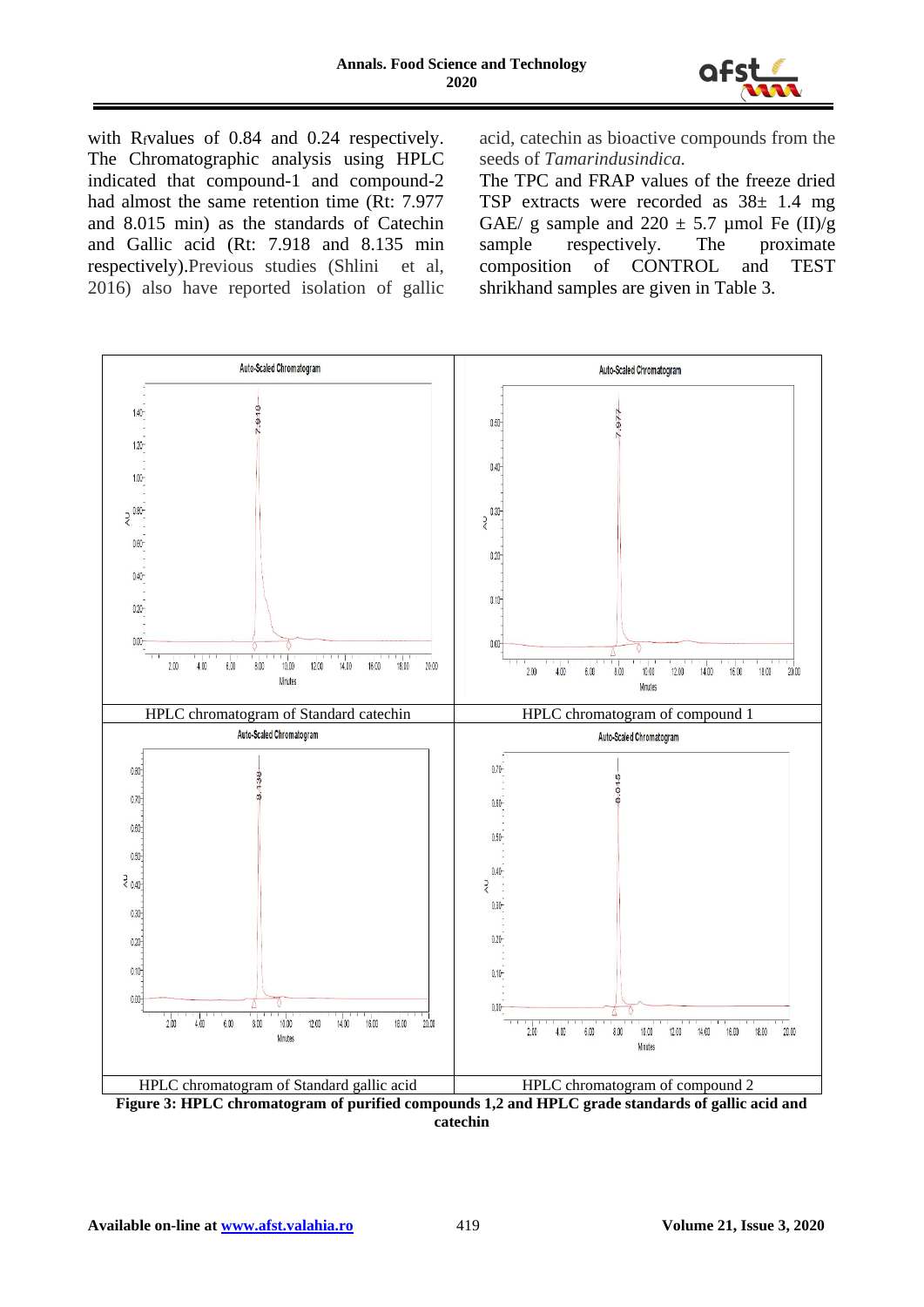with $R_f$values of 0.84 and 0.24 respectively. The Chromatographic analysis using HPLC indicated that compound-1 and compound-2 had almost the same retention time (Rt: 7.977 and 8.015 min) as the standards of Catechin and Gallic acid (Rt: 7.918 and 8.135 min respectively).Previous studies (Shlini et al, 2016) also have reported isolation of gallic acid, catechin as bioactive compounds from the seeds of *Tamarindusindica.*

The TPC and FRAP values of the freeze dried TSP extracts were recorded as 38± 1.4 mg GAE/ g sample and 220 ± 5.7 µmol Fe (II)/g sample respectively. The proximate composition of CONTROL and TEST shrikhand samples are given in Table 3.

| HPLC chromatogram of Standard catechin | HPLC chromatogram of compound 1 |
|---|---|
| HPLC chromatogram of Standard gallic acid | HPLC chromatogram of compound 2 |

**Figure 3: HPLC chromatogram of purified compounds 1,2 and HPLC grade standards of gallic acid and catechin**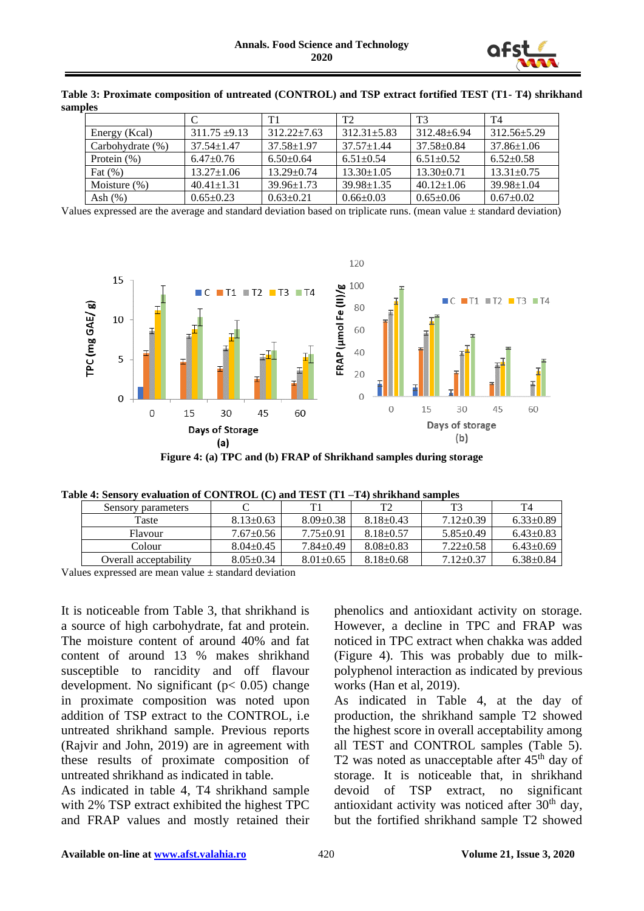**Table 3: Proximate composition of untreated (CONTROL) and TSP extract fortified TEST (T1- T4) shrikhand samples**

| | C | T1 | T2 | T3 | T4 |
|---|---|---|---|---|---|
| Energy (Kcal) | 311.75 ±9.13 | 312.22±7.63 | 312.31±5.83 | 312.48±6.94 | 312.56±5.29 |
| Carbohydrate (%) | 37.54±1.47 | 37.58±1.97 | 37.57±1.44 | 37.58±0.84 | 37.86±1.06 |
| Protein (%) | 6.47±0.76 | 6.50±0.64 | 6.51±0.54 | 6.51±0.52 | 6.52±0.58 |
| Fat (%) | 13.27±1.06 | 13.29±0.74 | 13.30±1.05 | 13.30±0.71 | 13.31±0.75 |
| Moisture (%) | 40.41±1.31 | 39.96±1.73 | 39.98±1.35 | 40.12±1.06 | 39.98±1.04 |
| Ash (%) | 0.65±0.23 | 0.63±0.21 | 0.66±0.03 | 0.65±0.06 | 0.67±0.02 |

Values expressed are the average and standard deviation based on triplicate runs. (mean value ± standard deviation)

**Figure 4: (a) TPC and (b) FRAP of Shrikhand samples during storage**

**Table 4: Sensory evaluation of CONTROL (C) and TEST (T1 –T4) shrikhand samples**

| Sensory parameters | C | T1 | T2 | T3 | T4 |
|---|---|---|---|---|---|
| Taste | 8.13±0.63 | 8.09±0.38 | 8.18±0.43 | 7.12±0.39 | 6.33±0.89 |
| Flavour | 7.67±0.56 | 7.75±0.91 | 8.18±0.57 | 5.85±0.49 | 6.43±0.83 |
| Colour | 8.04±0.45 | 7.84±0.49 | 8.08±0.83 | 7.22±0.58 | 6.43±0.69 |
| Overall acceptability | 8.05±0.34 | 8.01±0.65 | 8.18±0.68 | 7.12±0.37 | 6.38±0.84 |

Values expressed are mean value ± standard deviation

It is noticeable from Table 3, that shrikhand is a source of high carbohydrate, fat and protein. The moisture content of around 40% and fat content of around 13 % makes shrikhand susceptible to rancidity and off flavour development. No significant ($p < 0.05$) change in proximate composition was noted upon addition of TSP extract to the CONTROL, i.e untreated shrikhand sample. Previous reports (Rajvir and John, 2019) are in agreement with these results of proximate composition of untreated shrikhand as indicated in table.

As indicated in table 4, T4 shrikhand sample with 2% TSP extract exhibited the highest TPC and FRAP values and mostly retained their phenolics and antioxidant activity on storage. However, a decline in TPC and FRAP was noticed in TPC extract when chakka was added (Figure 4). This was probably due to milk-polyphenol interaction as indicated by previous works (Han et al, 2019).

As indicated in Table 4, at the day of production, the shrikhand sample T2 showed the highest score in overall acceptability among all TEST and CONTROL samples (Table 5). T2 was noted as unacceptable after 45[th] day of storage. It is noticeable that, in shrikhand devoid of TSP extract, no significant antioxidant activity was noticed after 30[th] day, but the fortified shrikhand sample T2 showed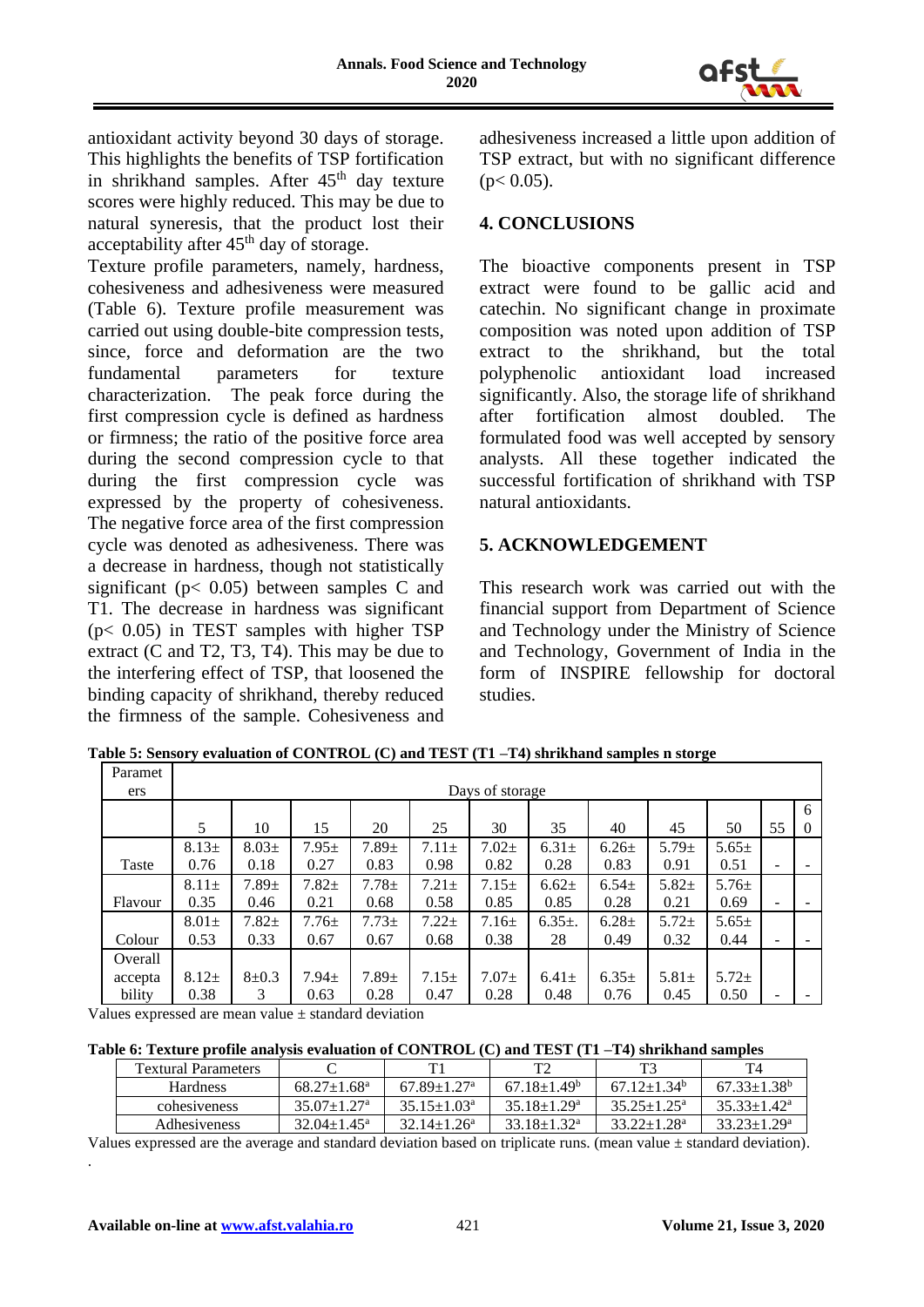antioxidant activity beyond 30 days of storage. This highlights the benefits of TSP fortification in shrikhand samples. After 45[th] day texture scores were highly reduced. This may be due to natural syneresis, that the product lost their acceptability after 45[th] day of storage.

Texture profile parameters, namely, hardness, cohesiveness and adhesiveness were measured (Table 6). Texture profile measurement was carried out using double-bite compression tests, since, force and deformation are the two fundamental parameters for texture characterization. The peak force during the first compression cycle is defined as hardness or firmness; the ratio of the positive force area during the second compression cycle to that during the first compression cycle was expressed by the property of cohesiveness. The negative force area of the first compression cycle was denoted as adhesiveness. There was a decrease in hardness, though not statistically significant ($p < 0.05$) between samples C and T1. The decrease in hardness was significant ($p < 0.05$) in TEST samples with higher TSP extract (C and T2, T3, T4). This may be due to the interfering effect of TSP, that loosened the binding capacity of shrikhand, thereby reduced the firmness of the sample. Cohesiveness and adhesiveness increased a little upon addition of TSP extract, but with no significant difference ($p < 0.05$).

## 4. CONCLUSIONS

The bioactive components present in TSP extract were found to be gallic acid and catechin. No significant change in proximate composition was noted upon addition of TSP extract to the shrikhand, but the total polyphenolic antioxidant load increased significantly. Also, the storage life of shrikhand after fortification almost doubled. The formulated food was well accepted by sensory analysts. All these together indicated the successful fortification of shrikhand with TSP natural antioxidants.

## 5. ACKNOWLEDGEMENT

This research work was carried out with the financial support from Department of Science and Technology under the Ministry of Science and Technology, Government of India in the form of INSPIRE fellowship for doctoral studies.

**Table 5: Sensory evaluation of CONTROL (C) and TEST (T1 –T4) shrikhand samples n storge**

| Parameters | Days of storage | | | | | | | | | | | |
|---|---|---|---|---|---|---|---|---|---|---|---|---|
| | 5 | 10 | 15 | 20 | 25 | 30 | 35 | 40 | 45 | 50 | 55 | 60 |
| Taste | 8.13± 0.76 | 8.03± 0.18 | 7.95± 0.27 | 7.89± 0.83 | 7.11± 0.98 | 7.02± 0.82 | 6.31± 0.28 | 6.26± 0.83 | 5.79± 0.91 | 5.65± 0.51 | - | - |
| Flavour | 8.11± 0.35 | 7.89± 0.46 | 7.82± 0.21 | 7.78± 0.68 | 7.21± 0.58 | 7.15± 0.85 | 6.62± 0.85 | 6.54± 0.28 | 5.82± 0.21 | 5.76± 0.69 | - | - |
| Colour | 8.01± 0.53 | 7.82± 0.33 | 7.76± 0.67 | 7.73± 0.67 | 7.22± 0.68 | 7.16± 0.38 | 6.35±. 28 | 6.28± 0.49 | 5.72± 0.32 | 5.65± 0.44 | - | - |
| Overall acceptability | 8.12± 0.38 | 8±0.33 | 7.94± 0.63 | 7.89± 0.28 | 7.15± 0.47 | 7.07± 0.28 | 6.41± 0.48 | 6.35± 0.76 | 5.81± 0.45 | 5.72± 0.50 | - | - |

Values expressed are mean value ± standard deviation

**Table 6: Texture profile analysis evaluation of CONTROL (C) and TEST (T1 –T4) shrikhand samples**

| Textural Parameters | C | T1 | T2 | T3 | T4 |
|---|---|---|---|---|---|
| Hardness | 68.27±1.68[a] | 67.89±1.27[a] | 67.18±1.49[b] | 67.12±1.34[b] | 67.33±1.38[b] |
| cohesiveness | 35.07±1.27[a] | 35.15±1.03[a] | 35.18±1.29[a] | 35.25±1.25[a] | 35.33±1.42[a] |
| Adhesiveness | 32.04±1.45[a] | 32.14±1.26[a] | 33.18±1.32[a] | 33.22±1.28[a] | 33.23±1.29[a] |

Values expressed are the average and standard deviation based on triplicate runs. (mean value ± standard deviation).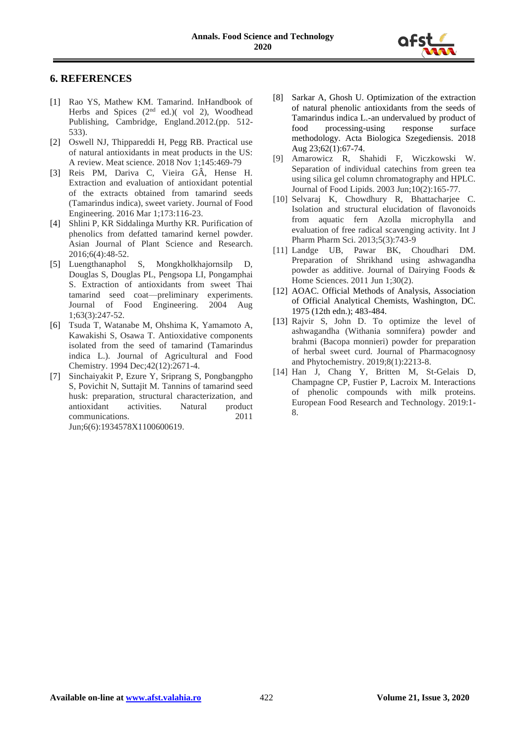## 6. REFERENCES

[1] Rao YS, Mathew KM. Tamarind. InHandbook of Herbs and Spices (2nd ed.)( vol 2), Woodhead Publishing, Cambridge, England.2012.(pp. 512-533).

[2] Oswell NJ, Thippareddi H, Pegg RB. Practical use of natural antioxidants in meat products in the US: A review. Meat science. 2018 Nov 1;145:469-79

[3] Reis PM, Dariva C, Vieira GÂ, Hense H. Extraction and evaluation of antioxidant potential of the extracts obtained from tamarind seeds (Tamarindus indica), sweet variety. Journal of Food Engineering. 2016 Mar 1;173:116-23.

[4] Shlini P, KR Siddalinga Murthy KR. Purification of phenolics from defatted tamarind kernel powder. Asian Journal of Plant Science and Research. 2016;6(4):48-52.

[5] Luengthanaphol S, Mongkholkhajornsilp D, Douglas S, Douglas PL, Pengsopa LI, Pongamphai S. Extraction of antioxidants from sweet Thai tamarind seed coat—preliminary experiments. Journal of Food Engineering. 2004 Aug 1;63(3):247-52.

[6] Tsuda T, Watanabe M, Ohshima K, Yamamoto A, Kawakishi S, Osawa T. Antioxidative components isolated from the seed of tamarind (Tamarindus indica L.). Journal of Agricultural and Food Chemistry. 1994 Dec;42(12):2671-4.

[7] Sinchaiyakit P, Ezure Y, Sriprang S, Pongbangpho S, Povichit N, Suttajit M. Tannins of tamarind seed husk: preparation, structural characterization, and antioxidant activities. Natural product communications. 2011 Jun;6(6):1934578X1100600619.

[8] Sarkar A, Ghosh U. Optimization of the extraction of natural phenolic antioxidants from the seeds of Tamarindus indica L.-an undervalued by product of food processing-using response surface methodology. Acta Biologica Szegediensis. 2018 Aug 23;62(1):67-74.

[9] Amarowicz R, Shahidi F, Wiczkowski W. Separation of individual catechins from green tea using silica gel column chromatography and HPLC. Journal of Food Lipids. 2003 Jun;10(2):165-77.

[10] Selvaraj K, Chowdhury R, Bhattacharjee C. Isolation and structural elucidation of flavonoids from aquatic fern Azolla microphylla and evaluation of free radical scavenging activity. Int J Pharm Pharm Sci. 2013;5(3):743-9

[11] Landge UB, Pawar BK, Choudhari DM. Preparation of Shrikhand using ashwagandha powder as additive. Journal of Dairying Foods & Home Sciences. 2011 Jun 1;30(2).

[12] AOAC. Official Methods of Analysis, Association of Official Analytical Chemists, Washington, DC. 1975 (12th edn.); 483-484.

[13] Rajvir S, John D. To optimize the level of ashwagandha (Withania somnifera) powder and brahmi (Bacopa monnieri) powder for preparation of herbal sweet curd. Journal of Pharmacognosy and Phytochemistry. 2019;8(1):2213-8.

[14] Han J, Chang Y, Britten M, St-Gelais D, Champagne CP, Fustier P, Lacroix M. Interactions of phenolic compounds with milk proteins. European Food Research and Technology. 2019:1-8.